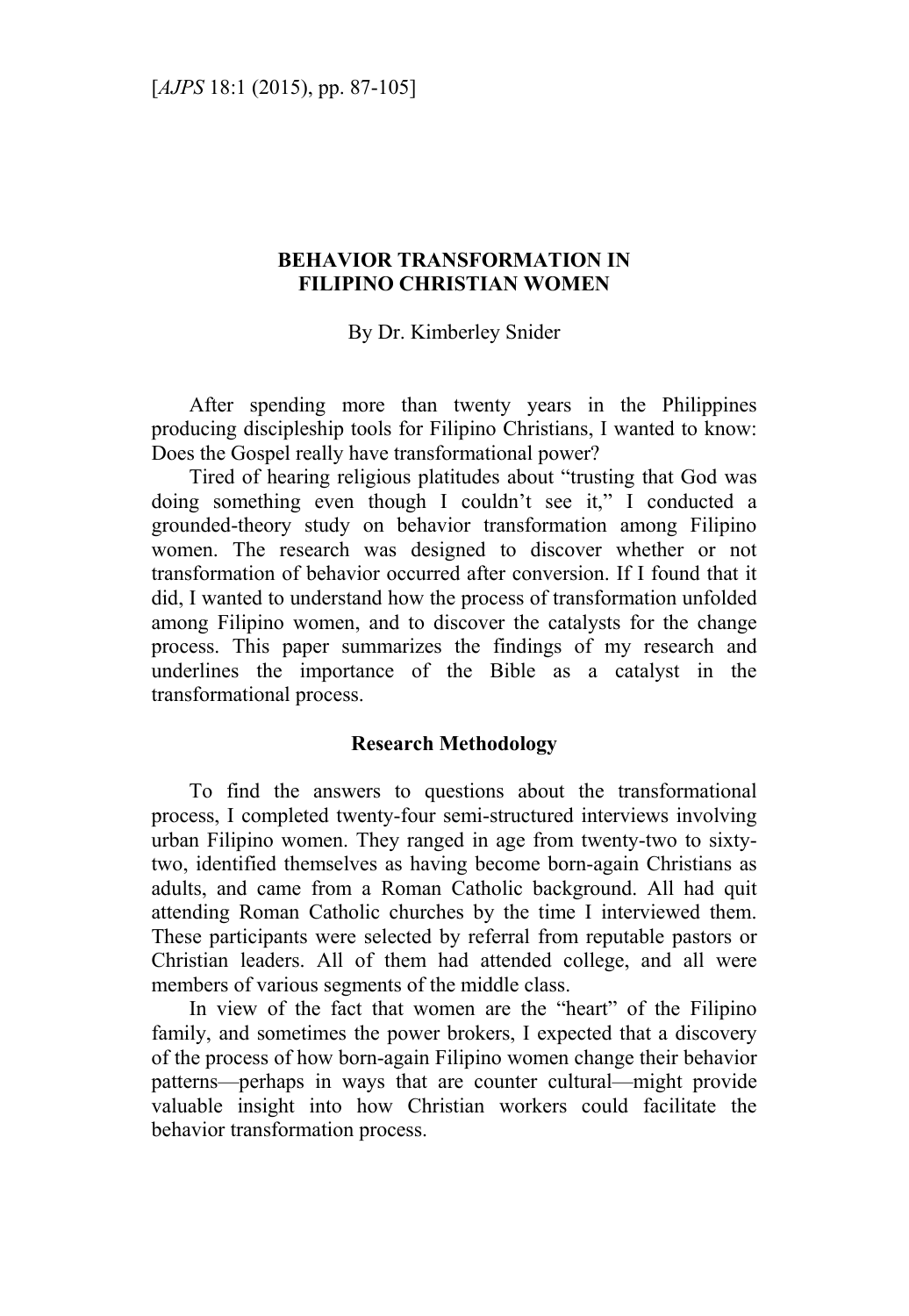# BEHAVIOR TRANSFORMATION IN FILIPINO CHRISTIAN WOMEN

By Dr. Kimberley Snider

After spending more than twenty years in the Philippines producing discipleship tools for Filipino Christians, I wanted to know: Does the Gospel really have transformational power?

Tired of hearing religious platitudes about "trusting that God was doing something even though I couldn't see it," I conducted a grounded-theory study on behavior transformation among Filipino women. The research was designed to discover whether or not transformation of behavior occurred after conversion. If I found that it did, I wanted to understand how the process of transformation unfolded among Filipino women, and to discover the catalysts for the change process. This paper summarizes the findings of my research and underlines the importance of the Bible as a catalyst in the transformational process.

## Research Methodology

To find the answers to questions about the transformational process, I completed twenty-four semi-structured interviews involving urban Filipino women. They ranged in age from twenty-two to sixty-two, identified themselves as having become born-again Christians as adults, and came from a Roman Catholic background. All had quit attending Roman Catholic churches by the time I interviewed them. These participants were selected by referral from reputable pastors or Christian leaders. All of them had attended college, and all were members of various segments of the middle class.

In view of the fact that women are the "heart" of the Filipino family, and sometimes the power brokers, I expected that a discovery of the process of how born-again Filipino women change their behavior patterns—perhaps in ways that are counter cultural—might provide valuable insight into how Christian workers could facilitate the behavior transformation process.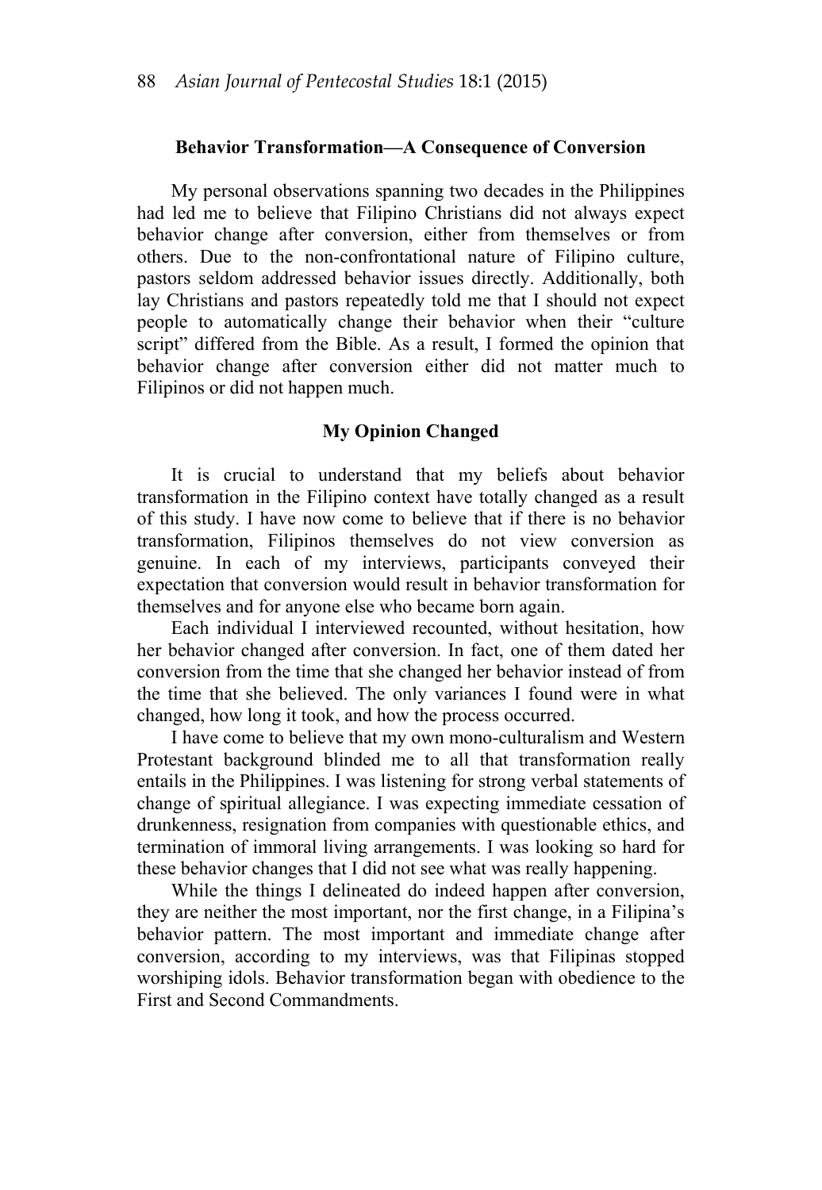## Behavior Transformation—A Consequence of Conversion

My personal observations spanning two decades in the Philippines had led me to believe that Filipino Christians did not always expect behavior change after conversion, either from themselves or from others. Due to the non-confrontational nature of Filipino culture, pastors seldom addressed behavior issues directly. Additionally, both lay Christians and pastors repeatedly told me that I should not expect people to automatically change their behavior when their "culture script" differed from the Bible. As a result, I formed the opinion that behavior change after conversion either did not matter much to Filipinos or did not happen much.

## My Opinion Changed

It is crucial to understand that my beliefs about behavior transformation in the Filipino context have totally changed as a result of this study. I have now come to believe that if there is no behavior transformation, Filipinos themselves do not view conversion as genuine. In each of my interviews, participants conveyed their expectation that conversion would result in behavior transformation for themselves and for anyone else who became born again.

Each individual I interviewed recounted, without hesitation, how her behavior changed after conversion. In fact, one of them dated her conversion from the time that she changed her behavior instead of from the time that she believed. The only variances I found were in what changed, how long it took, and how the process occurred.

I have come to believe that my own mono-culturalism and Western Protestant background blinded me to all that transformation really entails in the Philippines. I was listening for strong verbal statements of change of spiritual allegiance. I was expecting immediate cessation of drunkenness, resignation from companies with questionable ethics, and termination of immoral living arrangements. I was looking so hard for these behavior changes that I did not see what was really happening.

While the things I delineated do indeed happen after conversion, they are neither the most important, nor the first change, in a Filipina's behavior pattern. The most important and immediate change after conversion, according to my interviews, was that Filipinas stopped worshiping idols. Behavior transformation began with obedience to the First and Second Commandments.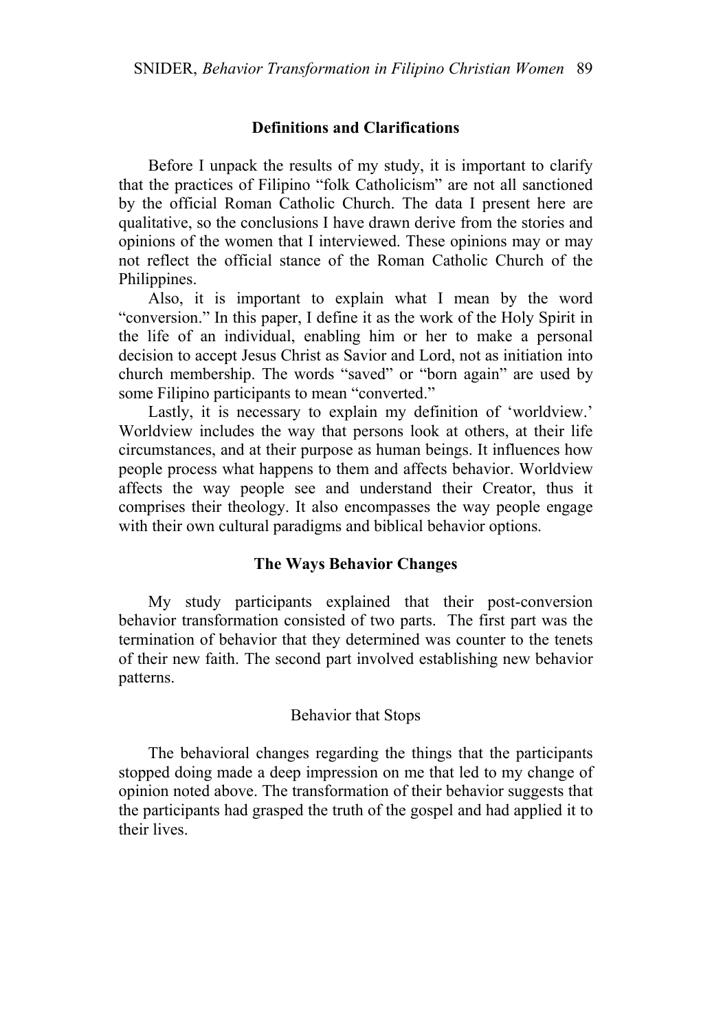## Definitions and Clarifications

Before I unpack the results of my study, it is important to clarify that the practices of Filipino "folk Catholicism" are not all sanctioned by the official Roman Catholic Church. The data I present here are qualitative, so the conclusions I have drawn derive from the stories and opinions of the women that I interviewed. These opinions may or may not reflect the official stance of the Roman Catholic Church of the Philippines.

Also, it is important to explain what I mean by the word "conversion." In this paper, I define it as the work of the Holy Spirit in the life of an individual, enabling him or her to make a personal decision to accept Jesus Christ as Savior and Lord, not as initiation into church membership. The words "saved" or "born again" are used by some Filipino participants to mean "converted."

Lastly, it is necessary to explain my definition of 'worldview.' Worldview includes the way that persons look at others, at their life circumstances, and at their purpose as human beings. It influences how people process what happens to them and affects behavior. Worldview affects the way people see and understand their Creator, thus it comprises their theology. It also encompasses the way people engage with their own cultural paradigms and biblical behavior options.

## The Ways Behavior Changes

My study participants explained that their post-conversion behavior transformation consisted of two parts. The first part was the termination of behavior that they determined was counter to the tenets of their new faith. The second part involved establishing new behavior patterns.

### Behavior that Stops

The behavioral changes regarding the things that the participants stopped doing made a deep impression on me that led to my change of opinion noted above. The transformation of their behavior suggests that the participants had grasped the truth of the gospel and had applied it to their lives.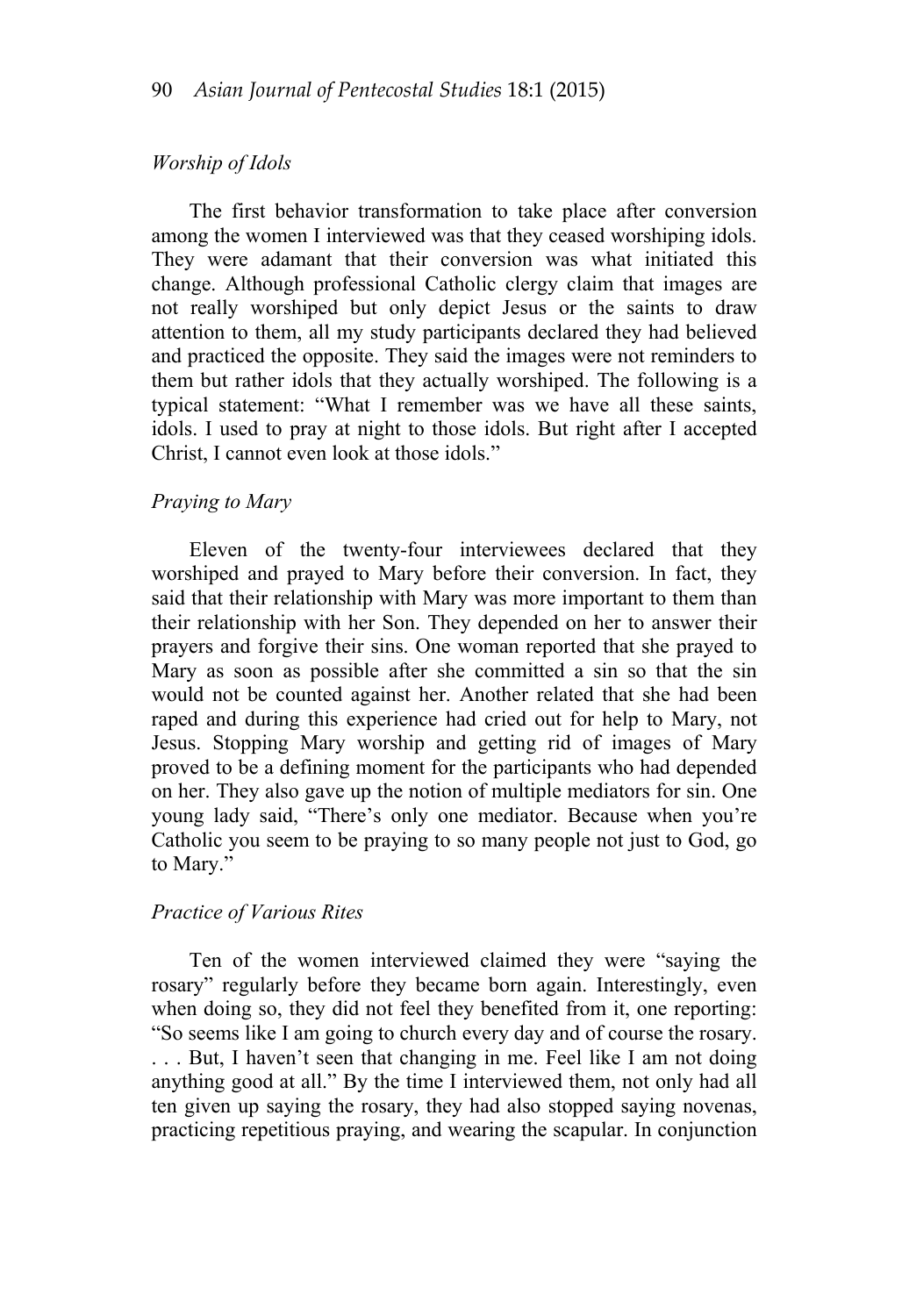### *Worship of Idols*

The first behavior transformation to take place after conversion among the women I interviewed was that they ceased worshiping idols. They were adamant that their conversion was what initiated this change. Although professional Catholic clergy claim that images are not really worshiped but only depict Jesus or the saints to draw attention to them, all my study participants declared they had believed and practiced the opposite. They said the images were not reminders to them but rather idols that they actually worshiped. The following is a typical statement: "What I remember was we have all these saints, idols. I used to pray at night to those idols. But right after I accepted Christ, I cannot even look at those idols."

### *Praying to Mary*

Eleven of the twenty-four interviewees declared that they worshiped and prayed to Mary before their conversion. In fact, they said that their relationship with Mary was more important to them than their relationship with her Son. They depended on her to answer their prayers and forgive their sins. One woman reported that she prayed to Mary as soon as possible after she committed a sin so that the sin would not be counted against her. Another related that she had been raped and during this experience had cried out for help to Mary, not Jesus. Stopping Mary worship and getting rid of images of Mary proved to be a defining moment for the participants who had depended on her. They also gave up the notion of multiple mediators for sin. One young lady said, "There's only one mediator. Because when you're Catholic you seem to be praying to so many people not just to God, go to Mary."

### *Practice of Various Rites*

Ten of the women interviewed claimed they were "saying the rosary" regularly before they became born again. Interestingly, even when doing so, they did not feel they benefited from it, one reporting: "So seems like I am going to church every day and of course the rosary. . . . But, I haven't seen that changing in me. Feel like I am not doing anything good at all." By the time I interviewed them, not only had all ten given up saying the rosary, they had also stopped saying novenas, practicing repetitious praying, and wearing the scapular. In conjunction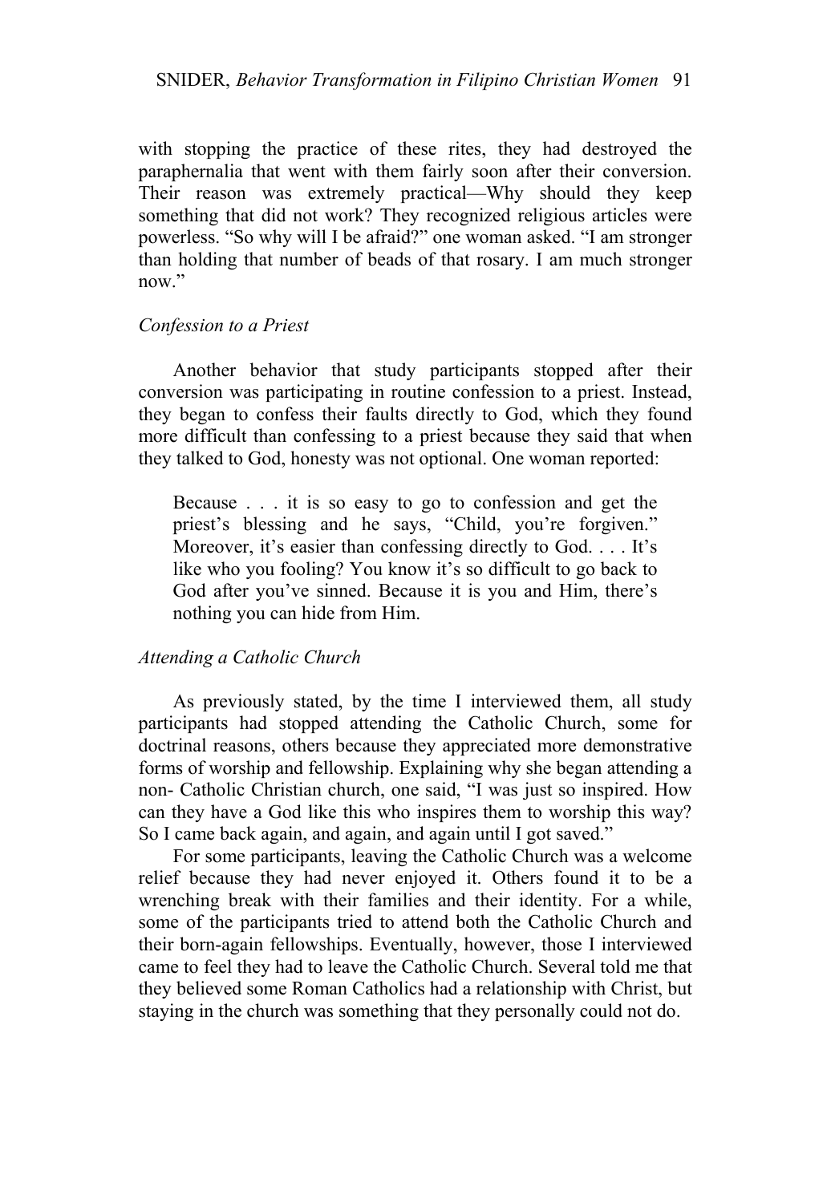with stopping the practice of these rites, they had destroyed the paraphernalia that went with them fairly soon after their conversion. Their reason was extremely practical—Why should they keep something that did not work? They recognized religious articles were powerless. "So why will I be afraid?" one woman asked. "I am stronger than holding that number of beads of that rosary. I am much stronger now."

### *Confession to a Priest*

Another behavior that study participants stopped after their conversion was participating in routine confession to a priest. Instead, they began to confess their faults directly to God, which they found more difficult than confessing to a priest because they said that when they talked to God, honesty was not optional. One woman reported:

> Because . . . it is so easy to go to confession and get the priest's blessing and he says, "Child, you're forgiven." Moreover, it's easier than confessing directly to God. . . . It's like who you fooling? You know it's so difficult to go back to God after you've sinned. Because it is you and Him, there's nothing you can hide from Him.

### *Attending a Catholic Church*

As previously stated, by the time I interviewed them, all study participants had stopped attending the Catholic Church, some for doctrinal reasons, others because they appreciated more demonstrative forms of worship and fellowship. Explaining why she began attending a non- Catholic Christian church, one said, "I was just so inspired. How can they have a God like this who inspires them to worship this way? So I came back again, and again, and again until I got saved."

For some participants, leaving the Catholic Church was a welcome relief because they had never enjoyed it. Others found it to be a wrenching break with their families and their identity. For a while, some of the participants tried to attend both the Catholic Church and their born-again fellowships. Eventually, however, those I interviewed came to feel they had to leave the Catholic Church. Several told me that they believed some Roman Catholics had a relationship with Christ, but staying in the church was something that they personally could not do.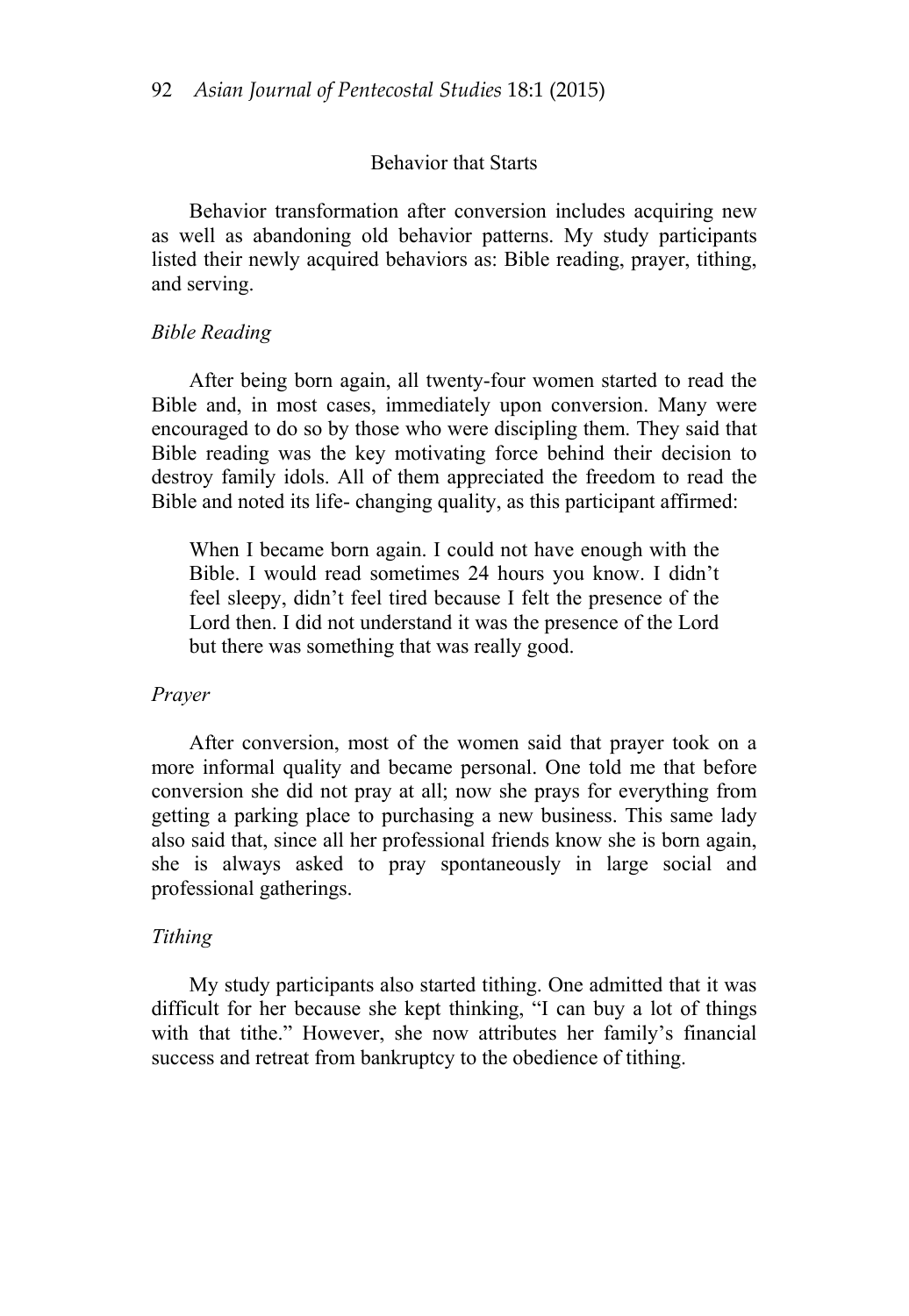## Behavior that Starts

Behavior transformation after conversion includes acquiring new as well as abandoning old behavior patterns. My study participants listed their newly acquired behaviors as: Bible reading, prayer, tithing, and serving.

### *Bible Reading*

After being born again, all twenty-four women started to read the Bible and, in most cases, immediately upon conversion. Many were encouraged to do so by those who were discipling them. They said that Bible reading was the key motivating force behind their decision to destroy family idols. All of them appreciated the freedom to read the Bible and noted its life- changing quality, as this participant affirmed:

> When I became born again. I could not have enough with the Bible. I would read sometimes 24 hours you know. I didn't feel sleepy, didn't feel tired because I felt the presence of the Lord then. I did not understand it was the presence of the Lord but there was something that was really good.

### *Prayer*

After conversion, most of the women said that prayer took on a more informal quality and became personal. One told me that before conversion she did not pray at all; now she prays for everything from getting a parking place to purchasing a new business. This same lady also said that, since all her professional friends know she is born again, she is always asked to pray spontaneously in large social and professional gatherings.

### *Tithing*

My study participants also started tithing. One admitted that it was difficult for her because she kept thinking, "I can buy a lot of things with that tithe." However, she now attributes her family's financial success and retreat from bankruptcy to the obedience of tithing.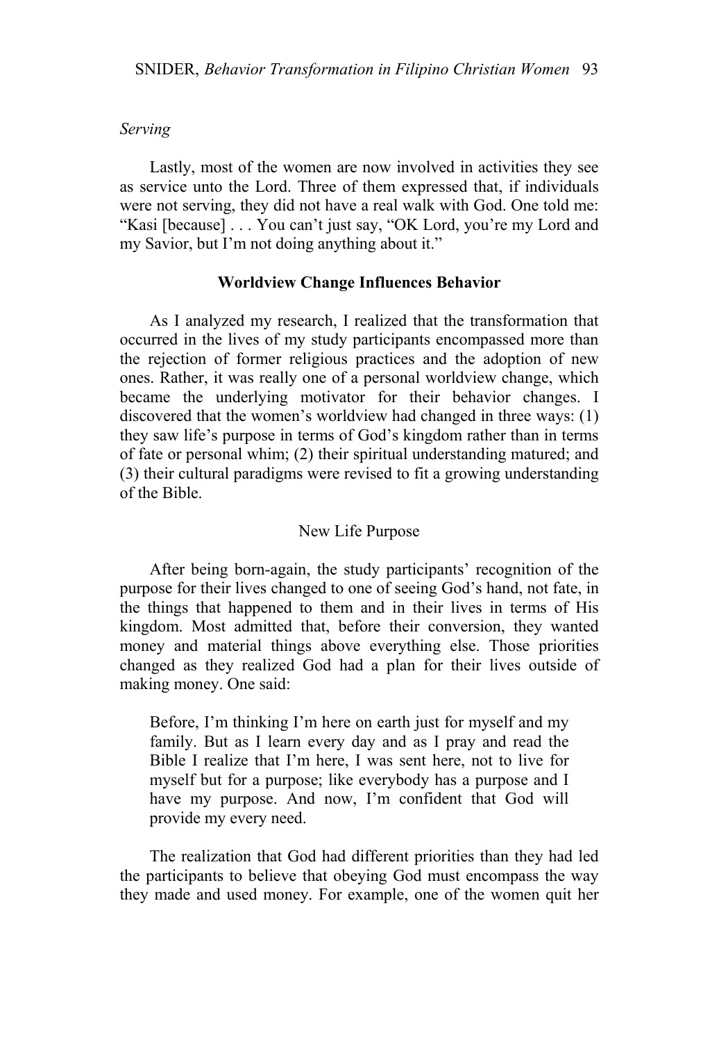*Serving*

Lastly, most of the women are now involved in activities they see as service unto the Lord. Three of them expressed that, if individuals were not serving, they did not have a real walk with God. One told me: "Kasi [because] . . . You can't just say, "OK Lord, you're my Lord and my Savior, but I'm not doing anything about it."

## Worldview Change Influences Behavior

As I analyzed my research, I realized that the transformation that occurred in the lives of my study participants encompassed more than the rejection of former religious practices and the adoption of new ones. Rather, it was really one of a personal worldview change, which became the underlying motivator for their behavior changes. I discovered that the women's worldview had changed in three ways: (1) they saw life's purpose in terms of God's kingdom rather than in terms of fate or personal whim; (2) their spiritual understanding matured; and (3) their cultural paradigms were revised to fit a growing understanding of the Bible.

### New Life Purpose

After being born-again, the study participants' recognition of the purpose for their lives changed to one of seeing God's hand, not fate, in the things that happened to them and in their lives in terms of His kingdom. Most admitted that, before their conversion, they wanted money and material things above everything else. Those priorities changed as they realized God had a plan for their lives outside of making money. One said:

> Before, I'm thinking I'm here on earth just for myself and my family. But as I learn every day and as I pray and read the Bible I realize that I'm here, I was sent here, not to live for myself but for a purpose; like everybody has a purpose and I have my purpose. And now, I'm confident that God will provide my every need.

The realization that God had different priorities than they had led the participants to believe that obeying God must encompass the way they made and used money. For example, one of the women quit her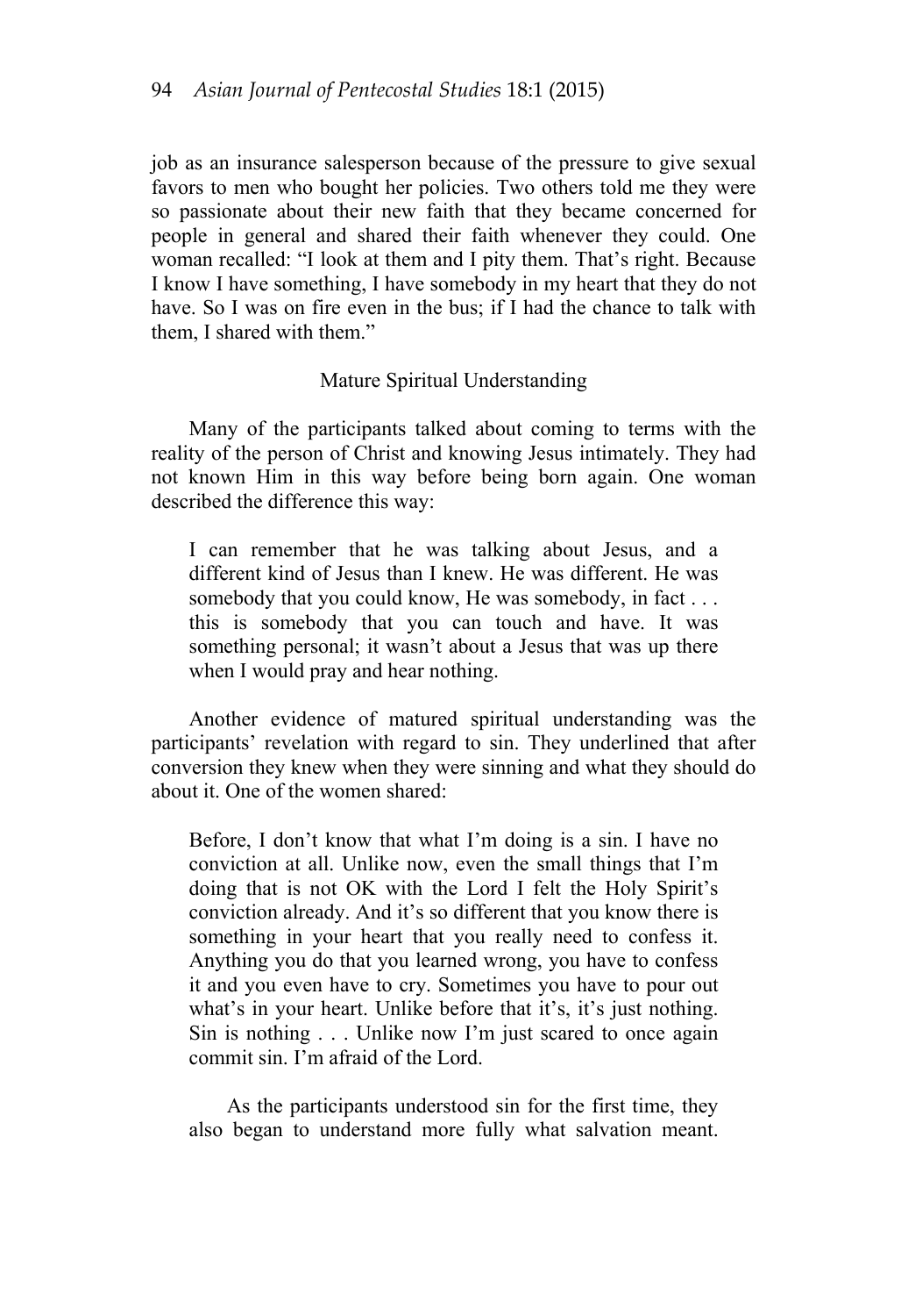job as an insurance salesperson because of the pressure to give sexual favors to men who bought her policies. Two others told me they were so passionate about their new faith that they became concerned for people in general and shared their faith whenever they could. One woman recalled: "I look at them and I pity them. That's right. Because I know I have something, I have somebody in my heart that they do not have. So I was on fire even in the bus; if I had the chance to talk with them, I shared with them."

### Mature Spiritual Understanding

Many of the participants talked about coming to terms with the reality of the person of Christ and knowing Jesus intimately. They had not known Him in this way before being born again. One woman described the difference this way:

> I can remember that he was talking about Jesus, and a different kind of Jesus than I knew. He was different. He was somebody that you could know, He was somebody, in fact . . . this is somebody that you can touch and have. It was something personal; it wasn't about a Jesus that was up there when I would pray and hear nothing.

Another evidence of matured spiritual understanding was the participants' revelation with regard to sin. They underlined that after conversion they knew when they were sinning and what they should do about it. One of the women shared:

> Before, I don't know that what I'm doing is a sin. I have no conviction at all. Unlike now, even the small things that I'm doing that is not OK with the Lord I felt the Holy Spirit's conviction already. And it's so different that you know there is something in your heart that you really need to confess it. Anything you do that you learned wrong, you have to confess it and you even have to cry. Sometimes you have to pour out what's in your heart. Unlike before that it's, it's just nothing. Sin is nothing . . . Unlike now I'm just scared to once again commit sin. I'm afraid of the Lord.

As the participants understood sin for the first time, they also began to understand more fully what salvation meant.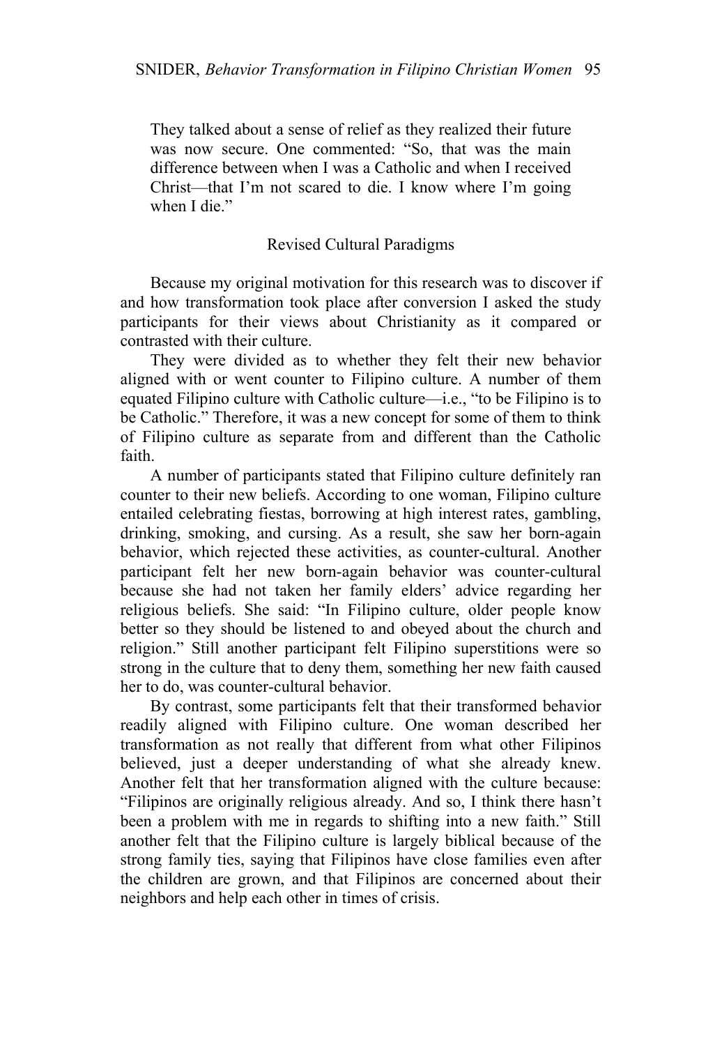They talked about a sense of relief as they realized their future was now secure. One commented: "So, that was the main difference between when I was a Catholic and when I received Christ—that I'm not scared to die. I know where I'm going when I die."

## Revised Cultural Paradigms

Because my original motivation for this research was to discover if and how transformation took place after conversion I asked the study participants for their views about Christianity as it compared or contrasted with their culture.

They were divided as to whether they felt their new behavior aligned with or went counter to Filipino culture. A number of them equated Filipino culture with Catholic culture—i.e., "to be Filipino is to be Catholic." Therefore, it was a new concept for some of them to think of Filipino culture as separate from and different than the Catholic faith.

A number of participants stated that Filipino culture definitely ran counter to their new beliefs. According to one woman, Filipino culture entailed celebrating fiestas, borrowing at high interest rates, gambling, drinking, smoking, and cursing. As a result, she saw her born-again behavior, which rejected these activities, as counter-cultural. Another participant felt her new born-again behavior was counter-cultural because she had not taken her family elders' advice regarding her religious beliefs. She said: "In Filipino culture, older people know better so they should be listened to and obeyed about the church and religion." Still another participant felt Filipino superstitions were so strong in the culture that to deny them, something her new faith caused her to do, was counter-cultural behavior.

By contrast, some participants felt that their transformed behavior readily aligned with Filipino culture. One woman described her transformation as not really that different from what other Filipinos believed, just a deeper understanding of what she already knew. Another felt that her transformation aligned with the culture because: "Filipinos are originally religious already. And so, I think there hasn't been a problem with me in regards to shifting into a new faith." Still another felt that the Filipino culture is largely biblical because of the strong family ties, saying that Filipinos have close families even after the children are grown, and that Filipinos are concerned about their neighbors and help each other in times of crisis.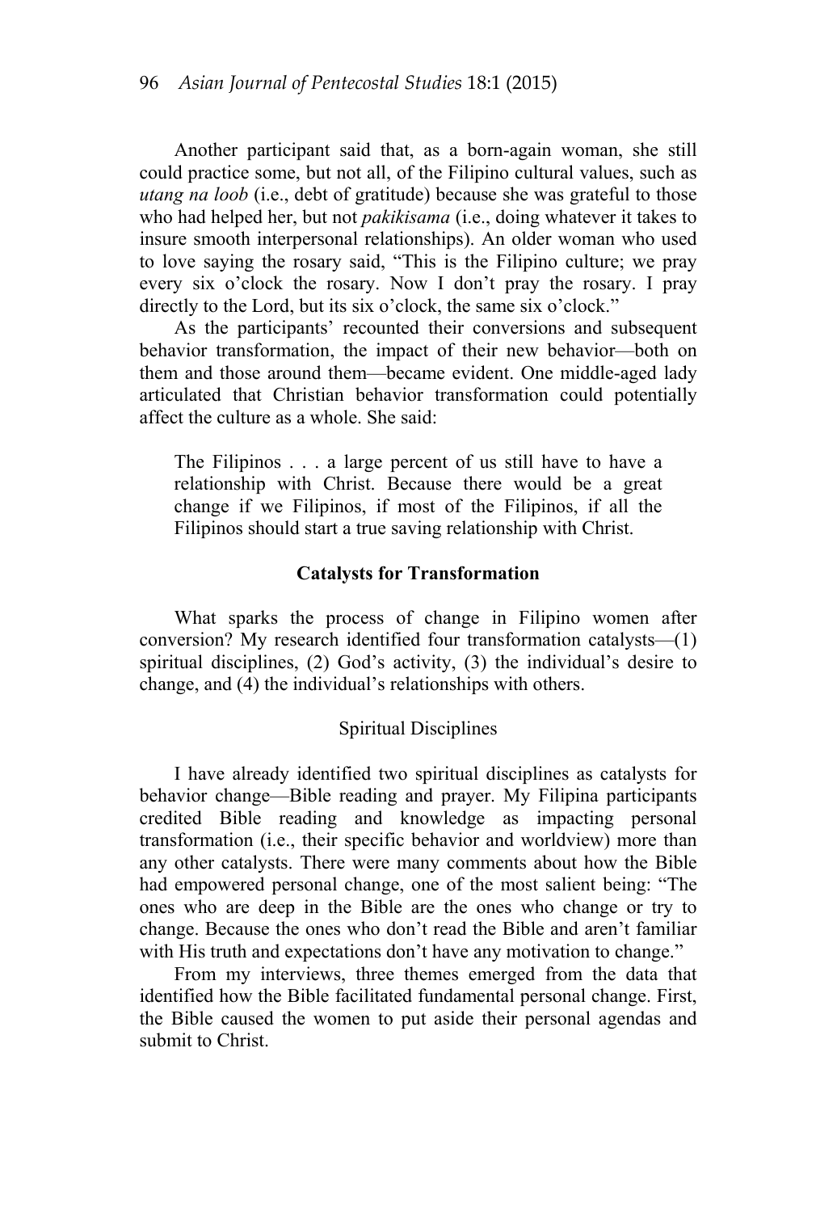Another participant said that, as a born-again woman, she still could practice some, but not all, of the Filipino cultural values, such as *utang na loob* (i.e., debt of gratitude) because she was grateful to those who had helped her, but not *pakikisama* (i.e., doing whatever it takes to insure smooth interpersonal relationships). An older woman who used to love saying the rosary said, "This is the Filipino culture; we pray every six o'clock the rosary. Now I don't pray the rosary. I pray directly to the Lord, but its six o'clock, the same six o'clock."

As the participants' recounted their conversions and subsequent behavior transformation, the impact of their new behavior—both on them and those around them—became evident. One middle-aged lady articulated that Christian behavior transformation could potentially affect the culture as a whole. She said:

> The Filipinos . . . a large percent of us still have to have a relationship with Christ. Because there would be a great change if we Filipinos, if most of the Filipinos, if all the Filipinos should start a true saving relationship with Christ.

## Catalysts for Transformation

What sparks the process of change in Filipino women after conversion? My research identified four transformation catalysts—(1) spiritual disciplines, (2) God's activity, (3) the individual's desire to change, and (4) the individual's relationships with others.

### Spiritual Disciplines

I have already identified two spiritual disciplines as catalysts for behavior change—Bible reading and prayer. My Filipina participants credited Bible reading and knowledge as impacting personal transformation (i.e., their specific behavior and worldview) more than any other catalysts. There were many comments about how the Bible had empowered personal change, one of the most salient being: "The ones who are deep in the Bible are the ones who change or try to change. Because the ones who don't read the Bible and aren't familiar with His truth and expectations don't have any motivation to change."

From my interviews, three themes emerged from the data that identified how the Bible facilitated fundamental personal change. First, the Bible caused the women to put aside their personal agendas and submit to Christ.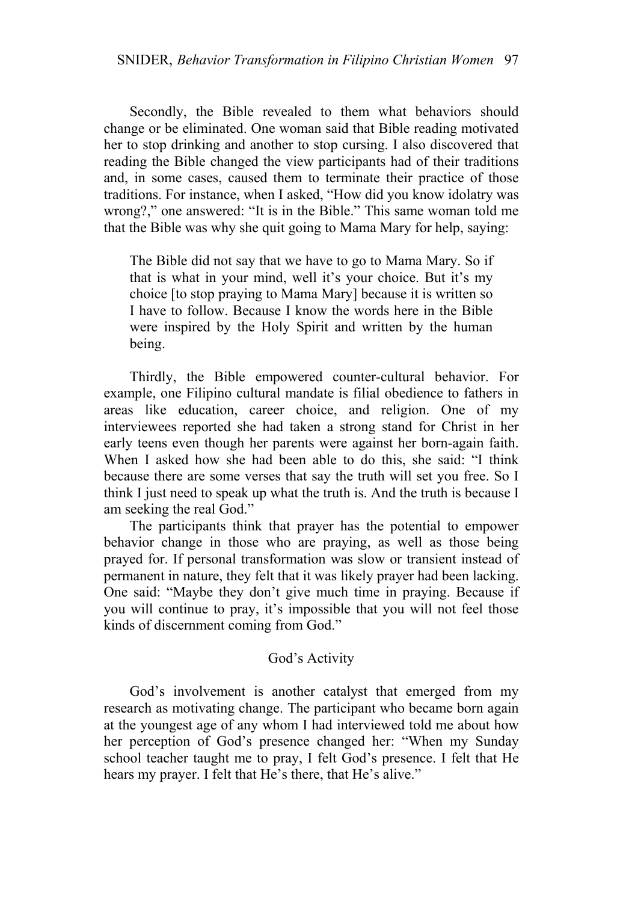Secondly, the Bible revealed to them what behaviors should change or be eliminated. One woman said that Bible reading motivated her to stop drinking and another to stop cursing. I also discovered that reading the Bible changed the view participants had of their traditions and, in some cases, caused them to terminate their practice of those traditions. For instance, when I asked, "How did you know idolatry was wrong?," one answered: "It is in the Bible." This same woman told me that the Bible was why she quit going to Mama Mary for help, saying:

> The Bible did not say that we have to go to Mama Mary. So if that is what in your mind, well it's your choice. But it's my choice [to stop praying to Mama Mary] because it is written so I have to follow. Because I know the words here in the Bible were inspired by the Holy Spirit and written by the human being.

Thirdly, the Bible empowered counter-cultural behavior. For example, one Filipino cultural mandate is filial obedience to fathers in areas like education, career choice, and religion. One of my interviewees reported she had taken a strong stand for Christ in her early teens even though her parents were against her born-again faith. When I asked how she had been able to do this, she said: "I think because there are some verses that say the truth will set you free. So I think I just need to speak up what the truth is. And the truth is because I am seeking the real God."

The participants think that prayer has the potential to empower behavior change in those who are praying, as well as those being prayed for. If personal transformation was slow or transient instead of permanent in nature, they felt that it was likely prayer had been lacking. One said: "Maybe they don't give much time in praying. Because if you will continue to pray, it's impossible that you will not feel those kinds of discernment coming from God."

### God's Activity

God's involvement is another catalyst that emerged from my research as motivating change. The participant who became born again at the youngest age of any whom I had interviewed told me about how her perception of God's presence changed her: "When my Sunday school teacher taught me to pray, I felt God's presence. I felt that He hears my prayer. I felt that He's there, that He's alive."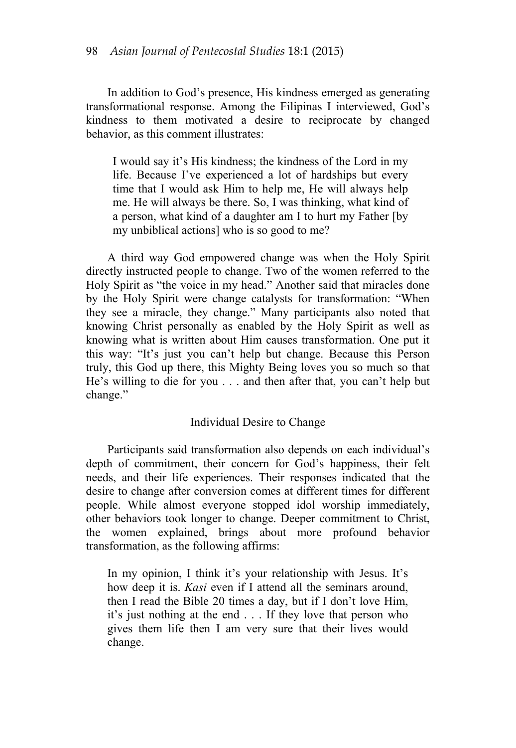In addition to God's presence, His kindness emerged as generating transformational response. Among the Filipinas I interviewed, God's kindness to them motivated a desire to reciprocate by changed behavior, as this comment illustrates:

> I would say it's His kindness; the kindness of the Lord in my life. Because I've experienced a lot of hardships but every time that I would ask Him to help me, He will always help me. He will always be there. So, I was thinking, what kind of a person, what kind of a daughter am I to hurt my Father [by my unbiblical actions] who is so good to me?

A third way God empowered change was when the Holy Spirit directly instructed people to change. Two of the women referred to the Holy Spirit as "the voice in my head." Another said that miracles done by the Holy Spirit were change catalysts for transformation: "When they see a miracle, they change." Many participants also noted that knowing Christ personally as enabled by the Holy Spirit as well as knowing what is written about Him causes transformation. One put it this way: "It's just you can't help but change. Because this Person truly, this God up there, this Mighty Being loves you so much so that He's willing to die for you . . . and then after that, you can't help but change."

## Individual Desire to Change

Participants said transformation also depends on each individual's depth of commitment, their concern for God's happiness, their felt needs, and their life experiences. Their responses indicated that the desire to change after conversion comes at different times for different people. While almost everyone stopped idol worship immediately, other behaviors took longer to change. Deeper commitment to Christ, the women explained, brings about more profound behavior transformation, as the following affirms:

> In my opinion, I think it's your relationship with Jesus. It's how deep it is. *Kasi* even if I attend all the seminars around, then I read the Bible 20 times a day, but if I don't love Him, it's just nothing at the end . . . If they love that person who gives them life then I am very sure that their lives would change.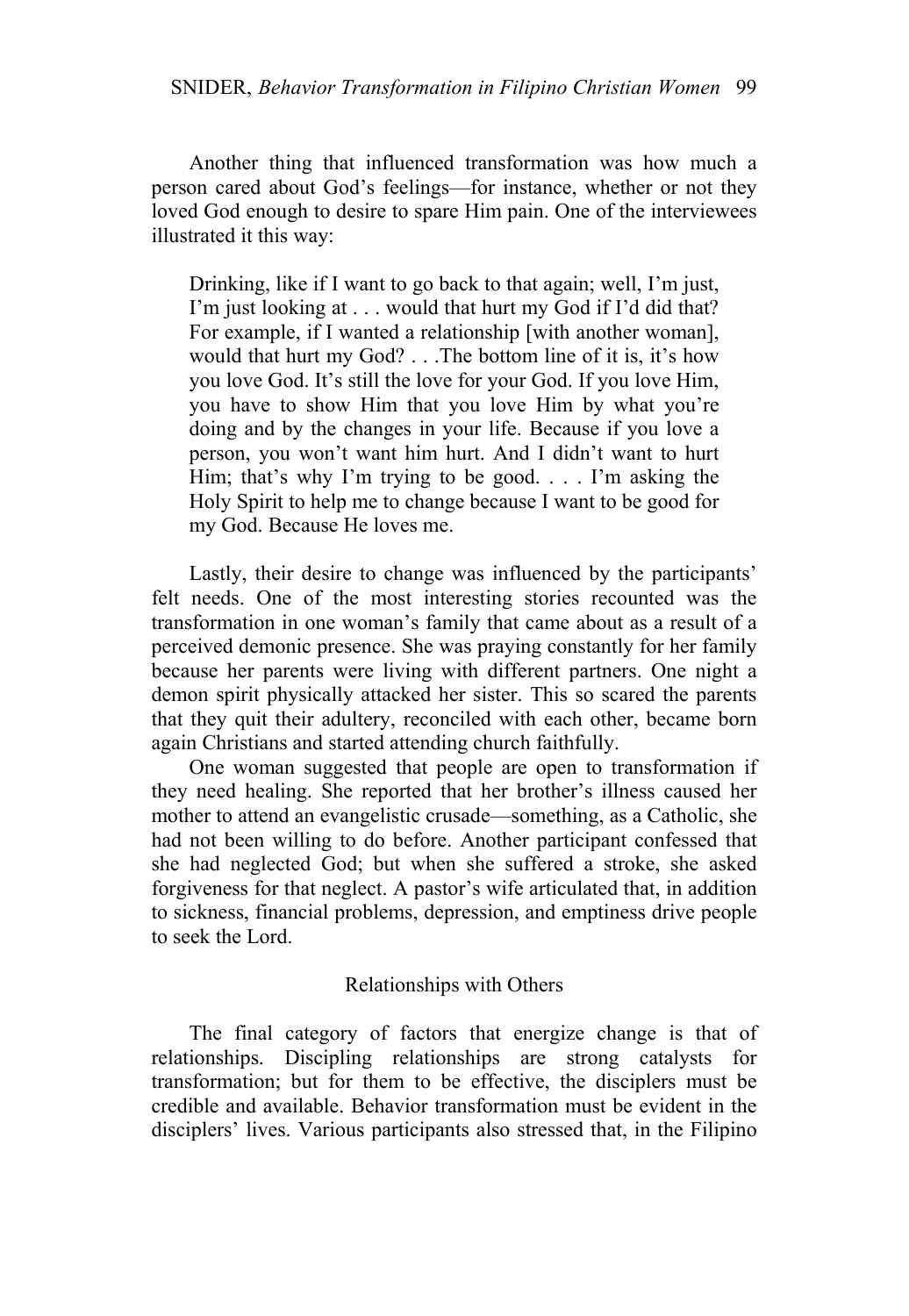Another thing that influenced transformation was how much a person cared about God's feelings—for instance, whether or not they loved God enough to desire to spare Him pain. One of the interviewees illustrated it this way:

> Drinking, like if I want to go back to that again; well, I'm just, I'm just looking at . . . would that hurt my God if I'd did that? For example, if I wanted a relationship [with another woman], would that hurt my God? . . .The bottom line of it is, it's how you love God. It's still the love for your God. If you love Him, you have to show Him that you love Him by what you're doing and by the changes in your life. Because if you love a person, you won't want him hurt. And I didn't want to hurt Him; that's why I'm trying to be good. . . . I'm asking the Holy Spirit to help me to change because I want to be good for my God. Because He loves me.

Lastly, their desire to change was influenced by the participants' felt needs. One of the most interesting stories recounted was the transformation in one woman's family that came about as a result of a perceived demonic presence. She was praying constantly for her family because her parents were living with different partners. One night a demon spirit physically attacked her sister. This so scared the parents that they quit their adultery, reconciled with each other, became born again Christians and started attending church faithfully.

One woman suggested that people are open to transformation if they need healing. She reported that her brother's illness caused her mother to attend an evangelistic crusade—something, as a Catholic, she had not been willing to do before. Another participant confessed that she had neglected God; but when she suffered a stroke, she asked forgiveness for that neglect. A pastor's wife articulated that, in addition to sickness, financial problems, depression, and emptiness drive people to seek the Lord.

### Relationships with Others

The final category of factors that energize change is that of relationships. Discipling relationships are strong catalysts for transformation; but for them to be effective, the disciplers must be credible and available. Behavior transformation must be evident in the disciplers' lives. Various participants also stressed that, in the Filipino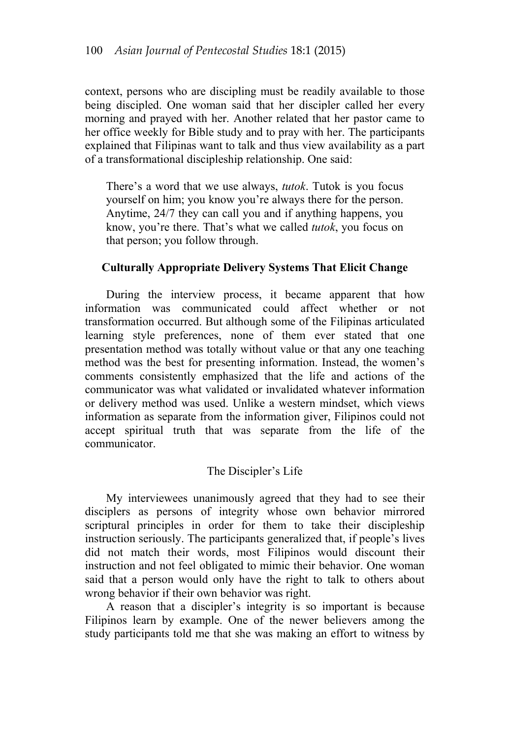context, persons who are discipling must be readily available to those being discipled. One woman said that her discipler called her every morning and prayed with her. Another related that her pastor came to her office weekly for Bible study and to pray with her. The participants explained that Filipinas want to talk and thus view availability as a part of a transformational discipleship relationship. One said:

> There's a word that we use always, *tutok*. Tutok is you focus yourself on him; you know you're always there for the person. Anytime, 24/7 they can call you and if anything happens, you know, you're there. That's what we called *tutok*, you focus on that person; you follow through.

## Culturally Appropriate Delivery Systems That Elicit Change

During the interview process, it became apparent that how information was communicated could affect whether or not transformation occurred. But although some of the Filipinas articulated learning style preferences, none of them ever stated that one presentation method was totally without value or that any one teaching method was the best for presenting information. Instead, the women's comments consistently emphasized that the life and actions of the communicator was what validated or invalidated whatever information or delivery method was used. Unlike a western mindset, which views information as separate from the information giver, Filipinos could not accept spiritual truth that was separate from the life of the communicator.

### The Discipler's Life

My interviewees unanimously agreed that they had to see their disciplers as persons of integrity whose own behavior mirrored scriptural principles in order for them to take their discipleship instruction seriously. The participants generalized that, if people's lives did not match their words, most Filipinos would discount their instruction and not feel obligated to mimic their behavior. One woman said that a person would only have the right to talk to others about wrong behavior if their own behavior was right.

A reason that a discipler's integrity is so important is because Filipinos learn by example. One of the newer believers among the study participants told me that she was making an effort to witness by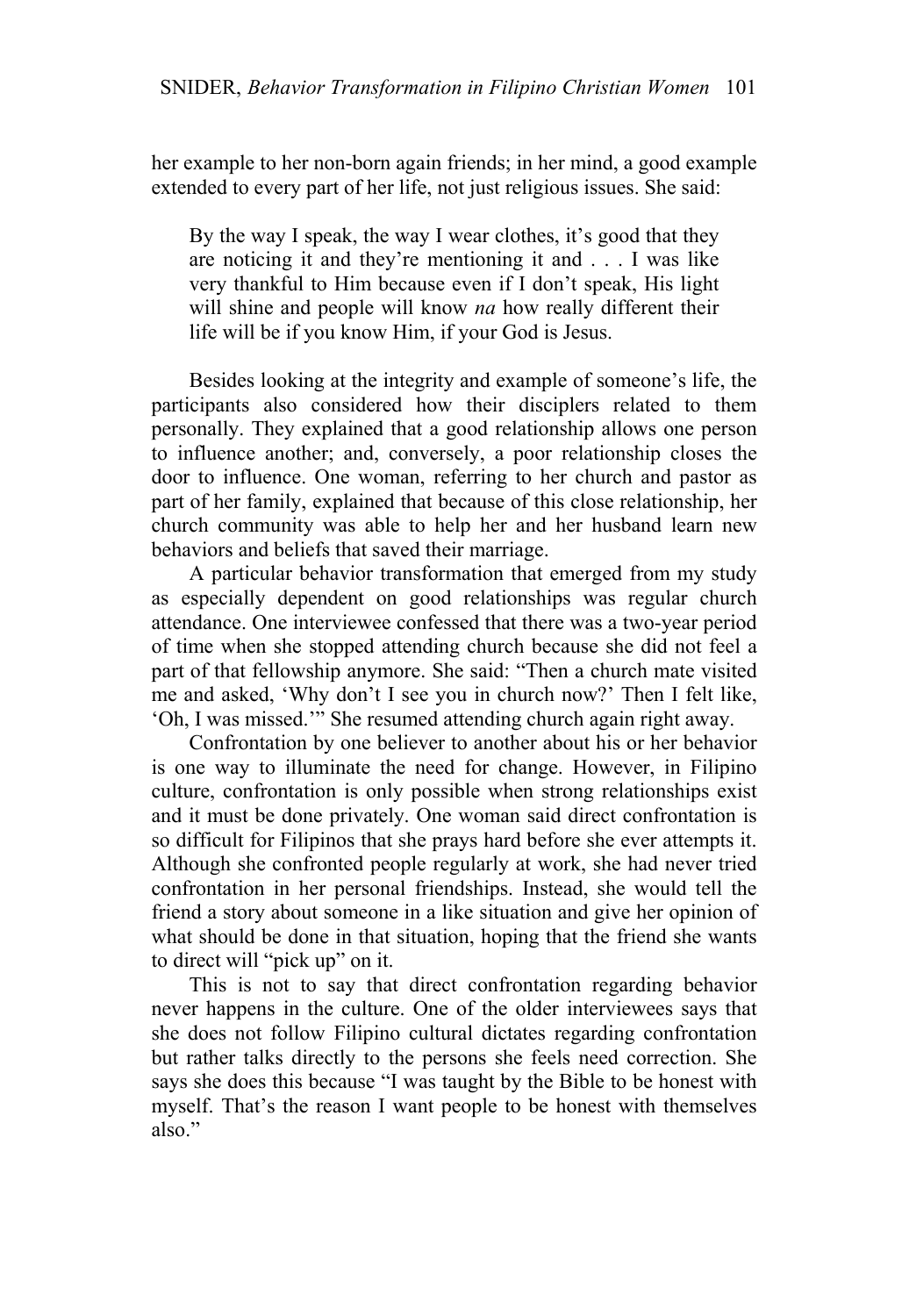her example to her non-born again friends; in her mind, a good example extended to every part of her life, not just religious issues. She said:

> By the way I speak, the way I wear clothes, it's good that they are noticing it and they're mentioning it and . . . I was like very thankful to Him because even if I don't speak, His light will shine and people will know *na* how really different their life will be if you know Him, if your God is Jesus.

Besides looking at the integrity and example of someone's life, the participants also considered how their disciplers related to them personally. They explained that a good relationship allows one person to influence another; and, conversely, a poor relationship closes the door to influence. One woman, referring to her church and pastor as part of her family, explained that because of this close relationship, her church community was able to help her and her husband learn new behaviors and beliefs that saved their marriage.

A particular behavior transformation that emerged from my study as especially dependent on good relationships was regular church attendance. One interviewee confessed that there was a two-year period of time when she stopped attending church because she did not feel a part of that fellowship anymore. She said: "Then a church mate visited me and asked, 'Why don't I see you in church now?' Then I felt like, 'Oh, I was missed.'" She resumed attending church again right away.

Confrontation by one believer to another about his or her behavior is one way to illuminate the need for change. However, in Filipino culture, confrontation is only possible when strong relationships exist and it must be done privately. One woman said direct confrontation is so difficult for Filipinos that she prays hard before she ever attempts it. Although she confronted people regularly at work, she had never tried confrontation in her personal friendships. Instead, she would tell the friend a story about someone in a like situation and give her opinion of what should be done in that situation, hoping that the friend she wants to direct will "pick up" on it.

This is not to say that direct confrontation regarding behavior never happens in the culture. One of the older interviewees says that she does not follow Filipino cultural dictates regarding confrontation but rather talks directly to the persons she feels need correction. She says she does this because "I was taught by the Bible to be honest with myself. That's the reason I want people to be honest with themselves also."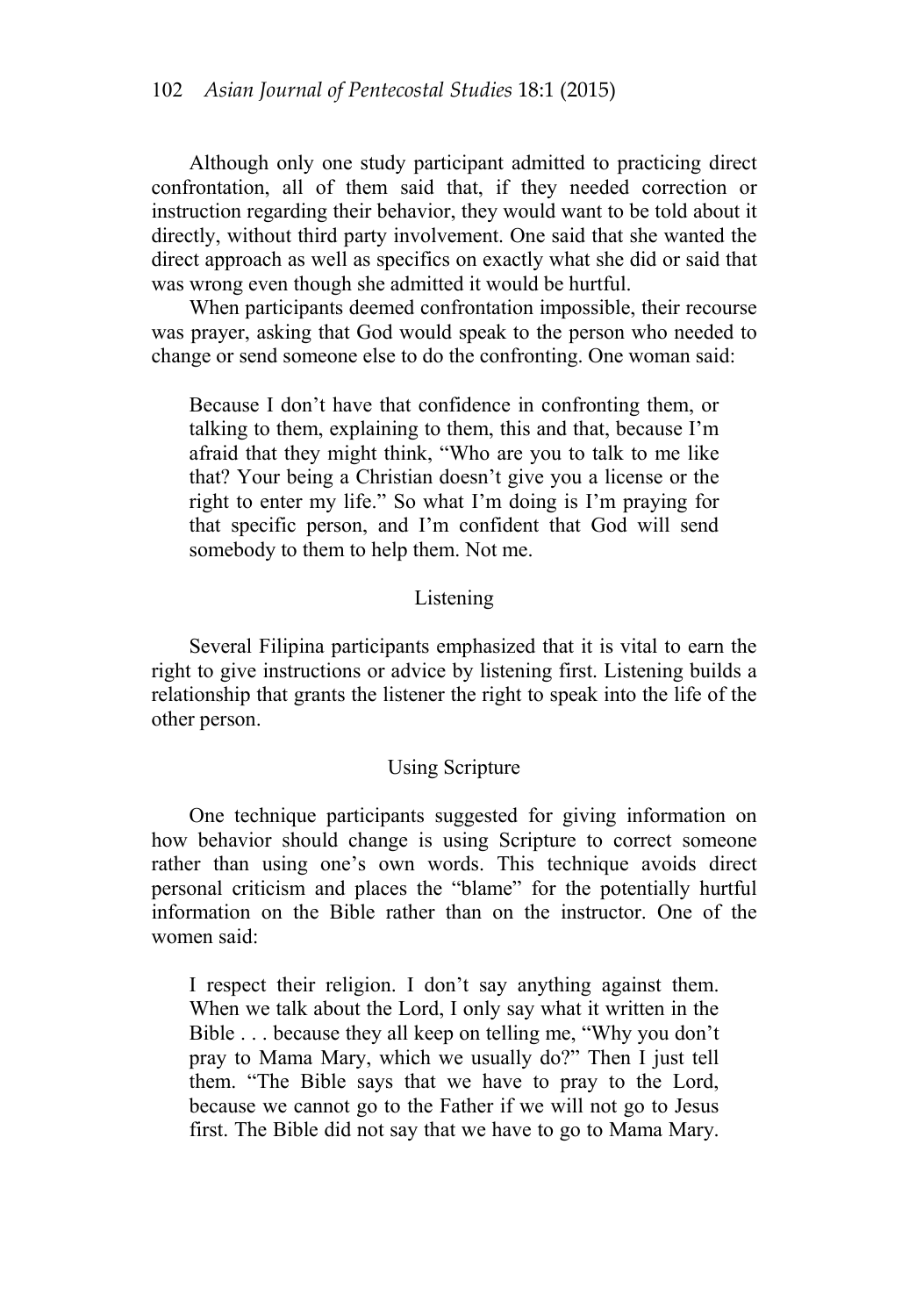Although only one study participant admitted to practicing direct confrontation, all of them said that, if they needed correction or instruction regarding their behavior, they would want to be told about it directly, without third party involvement. One said that she wanted the direct approach as well as specifics on exactly what she did or said that was wrong even though she admitted it would be hurtful.

When participants deemed confrontation impossible, their recourse was prayer, asking that God would speak to the person who needed to change or send someone else to do the confronting. One woman said:

> Because I don't have that confidence in confronting them, or talking to them, explaining to them, this and that, because I'm afraid that they might think, "Who are you to talk to me like that? Your being a Christian doesn't give you a license or the right to enter my life." So what I'm doing is I'm praying for that specific person, and I'm confident that God will send somebody to them to help them. Not me.

### Listening

Several Filipina participants emphasized that it is vital to earn the right to give instructions or advice by listening first. Listening builds a relationship that grants the listener the right to speak into the life of the other person.

### Using Scripture

One technique participants suggested for giving information on how behavior should change is using Scripture to correct someone rather than using one's own words. This technique avoids direct personal criticism and places the "blame" for the potentially hurtful information on the Bible rather than on the instructor. One of the women said:

> I respect their religion. I don't say anything against them. When we talk about the Lord, I only say what it written in the Bible . . . because they all keep on telling me, "Why you don't pray to Mama Mary, which we usually do?" Then I just tell them. "The Bible says that we have to pray to the Lord, because we cannot go to the Father if we will not go to Jesus first. The Bible did not say that we have to go to Mama Mary.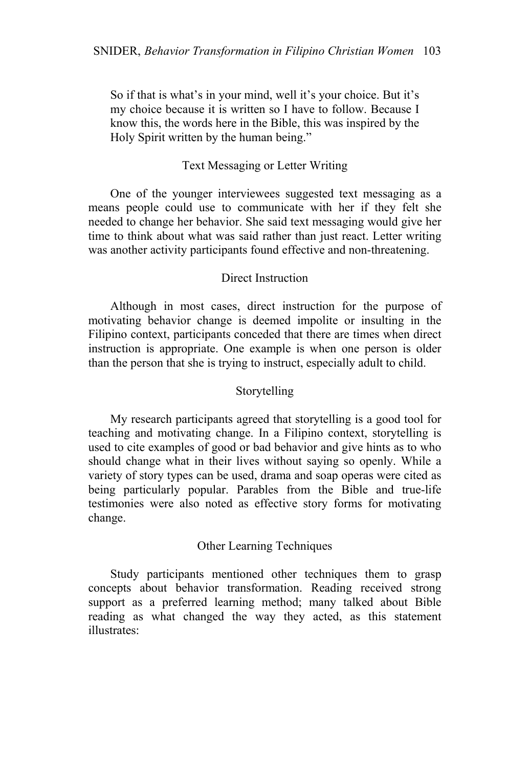So if that is what's in your mind, well it's your choice. But it's my choice because it is written so I have to follow. Because I know this, the words here in the Bible, this was inspired by the Holy Spirit written by the human being."

### Text Messaging or Letter Writing

One of the younger interviewees suggested text messaging as a means people could use to communicate with her if they felt she needed to change her behavior. She said text messaging would give her time to think about what was said rather than just react. Letter writing was another activity participants found effective and non-threatening.

### Direct Instruction

Although in most cases, direct instruction for the purpose of motivating behavior change is deemed impolite or insulting in the Filipino context, participants conceded that there are times when direct instruction is appropriate. One example is when one person is older than the person that she is trying to instruct, especially adult to child.

### Storytelling

My research participants agreed that storytelling is a good tool for teaching and motivating change. In a Filipino context, storytelling is used to cite examples of good or bad behavior and give hints as to who should change what in their lives without saying so openly. While a variety of story types can be used, drama and soap operas were cited as being particularly popular. Parables from the Bible and true-life testimonies were also noted as effective story forms for motivating change.

### Other Learning Techniques

Study participants mentioned other techniques them to grasp concepts about behavior transformation. Reading received strong support as a preferred learning method; many talked about Bible reading as what changed the way they acted, as this statement illustrates: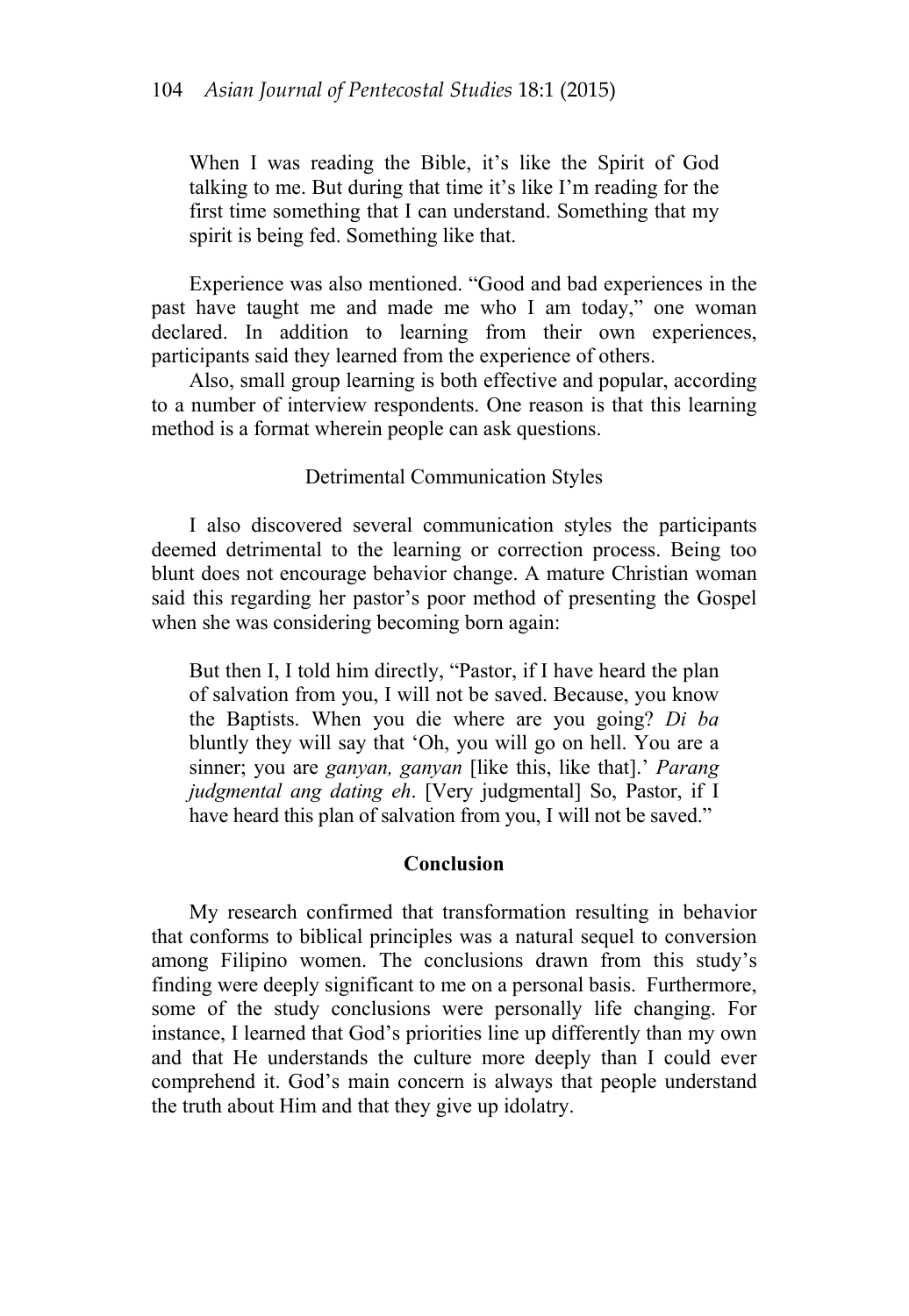> When I was reading the Bible, it's like the Spirit of God talking to me. But during that time it's like I'm reading for the first time something that I can understand. Something that my spirit is being fed. Something like that.

Experience was also mentioned. "Good and bad experiences in the past have taught me and made me who I am today," one woman declared. In addition to learning from their own experiences, participants said they learned from the experience of others.

Also, small group learning is both effective and popular, according to a number of interview respondents. One reason is that this learning method is a format wherein people can ask questions.

### Detrimental Communication Styles

I also discovered several communication styles the participants deemed detrimental to the learning or correction process. Being too blunt does not encourage behavior change. A mature Christian woman said this regarding her pastor's poor method of presenting the Gospel when she was considering becoming born again:

> But then I, I told him directly, "Pastor, if I have heard the plan of salvation from you, I will not be saved. Because, you know the Baptists. When you die where are you going? *Di ba* bluntly they will say that 'Oh, you will go on hell. You are a sinner; you are *ganyan, ganyan* [like this, like that].' *Parang judgmental ang dating eh*. [Very judgmental] So, Pastor, if I have heard this plan of salvation from you, I will not be saved."

## Conclusion

My research confirmed that transformation resulting in behavior that conforms to biblical principles was a natural sequel to conversion among Filipino women. The conclusions drawn from this study's finding were deeply significant to me on a personal basis. Furthermore, some of the study conclusions were personally life changing. For instance, I learned that God's priorities line up differently than my own and that He understands the culture more deeply than I could ever comprehend it. God's main concern is always that people understand the truth about Him and that they give up idolatry.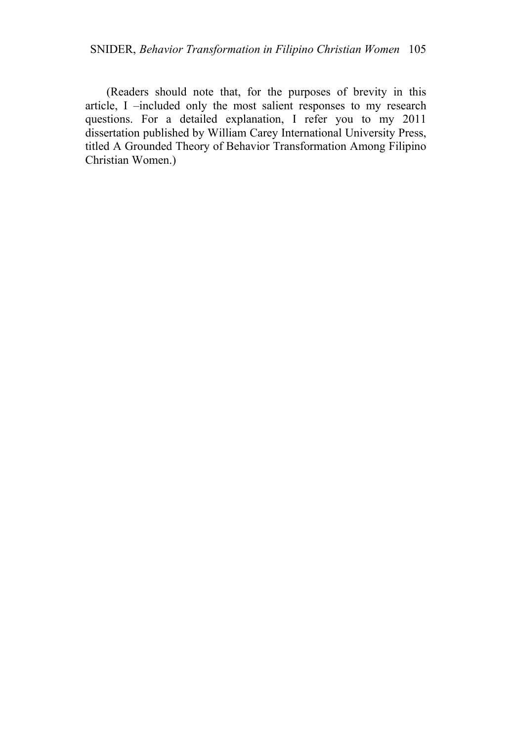(Readers should note that, for the purposes of brevity in this article, I –included only the most salient responses to my research questions. For a detailed explanation, I refer you to my 2011 dissertation published by William Carey International University Press, titled A Grounded Theory of Behavior Transformation Among Filipino Christian Women.)